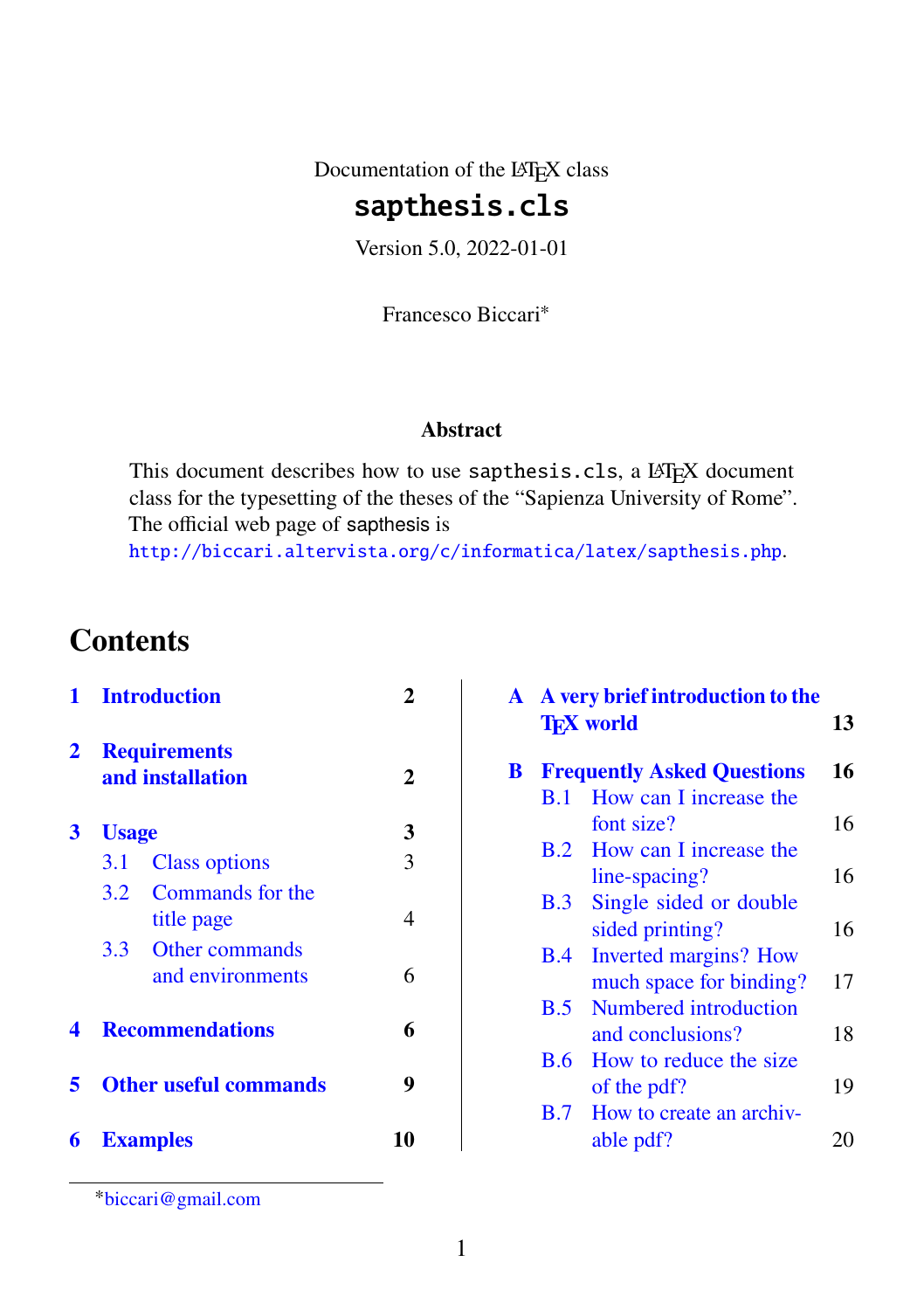Documentation of the LaTeX class

# sapthesis.cls

Version 5.0, 2022-01-01

Francesco Biccari*

**Abstract**

This document describes how to use `sapthesis.cls`, a LaTeX document class for the typesetting of the theses of the "Sapienza University of Rome". The official web page of sapthesis is
http://biccari.altervista.org/c/informatica/latex/sapthesis.php.

## Contents

**1 Introduction** — 2

**2 Requirements and installation** — 2

**3 Usage** — 3
- 3.1 Class options — 3
- 3.2 Commands for the title page — 4
- 3.3 Other commands and environments — 6

**4 Recommendations** — 6

**5 Other useful commands** — 9

**6 Examples** — 10

**A A very brief introduction to the TeX world** — 13

**B Frequently Asked Questions** — 16
- B.1 How can I increase the font size? — 16
- B.2 How can I increase the line-spacing? — 16
- B.3 Single sided or double sided printing? — 16
- B.4 Inverted margins? How much space for binding? — 17
- B.5 Numbered introduction and conclusions? — 18
- B.6 How to reduce the size of the pdf? — 19
- B.7 How to create an archivable pdf? — 20

*biccari@gmail.com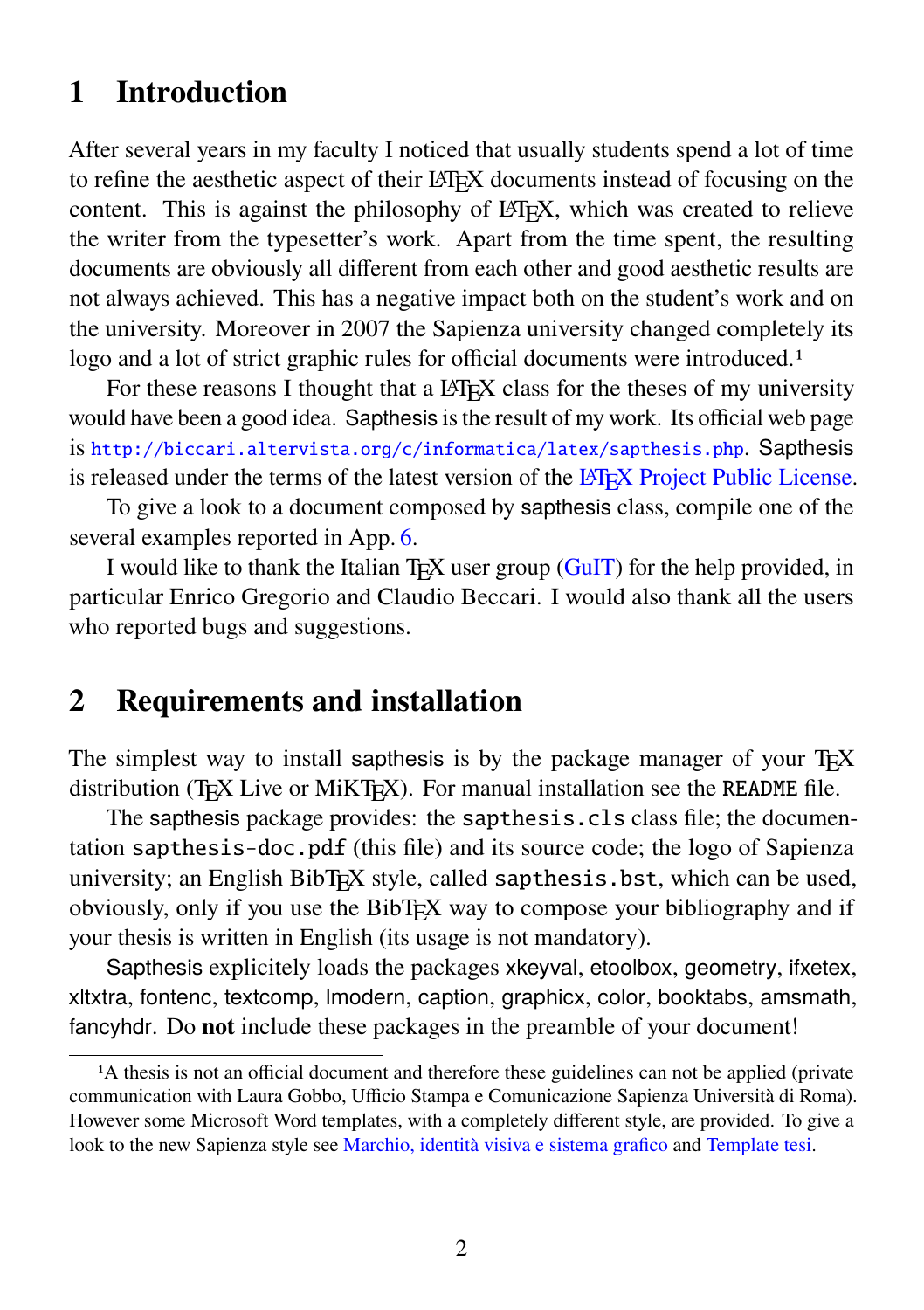## 1 Introduction

After several years in my faculty I noticed that usually students spend a lot of time to refine the aesthetic aspect of their LaTeX documents instead of focusing on the content. This is against the philosophy of LaTeX, which was created to relieve the writer from the typesetter's work. Apart from the time spent, the resulting documents are obviously all different from each other and good aesthetic results are not always achieved. This has a negative impact both on the student's work and on the university. Moreover in 2007 the Sapienza university changed completely its logo and a lot of strict graphic rules for official documents were introduced.[1]

For these reasons I thought that a LaTeX class for the theses of my university would have been a good idea. Sapthesis is the result of my work. Its official web page is http://biccari.altervista.org/c/informatica/latex/sapthesis.php. Sapthesis is released under the terms of the latest version of the LaTeX Project Public License.

To give a look to a document composed by sapthesis class, compile one of the several examples reported in App. 6.

I would like to thank the Italian TeX user group (GuIT) for the help provided, in particular Enrico Gregorio and Claudio Beccari. I would also thank all the users who reported bugs and suggestions.

## 2 Requirements and installation

The simplest way to install sapthesis is by the package manager of your TeX distribution (TeX Live or MiKTeX). For manual installation see the `README` file.

The sapthesis package provides: the `sapthesis.cls` class file; the documentation `sapthesis-doc.pdf` (this file) and its source code; the logo of Sapienza university; an English BibTeX style, called `sapthesis.bst`, which can be used, obviously, only if you use the BibTeX way to compose your bibliography and if your thesis is written in English (its usage is not mandatory).

Sapthesis explicitely loads the packages xkeyval, etoolbox, geometry, ifxetex, xltxtra, fontenc, textcomp, lmodern, caption, graphicx, color, booktabs, amsmath, fancyhdr. Do **not** include these packages in the preamble of your document!

---

[1] A thesis is not an official document and therefore these guidelines can not be applied (private communication with Laura Gobbo, Ufficio Stampa e Comunicazione Sapienza Università di Roma). However some Microsoft Word templates, with a completely different style, are provided. To give a look to the new Sapienza style see Marchio, identità visiva e sistema grafico and Template tesi.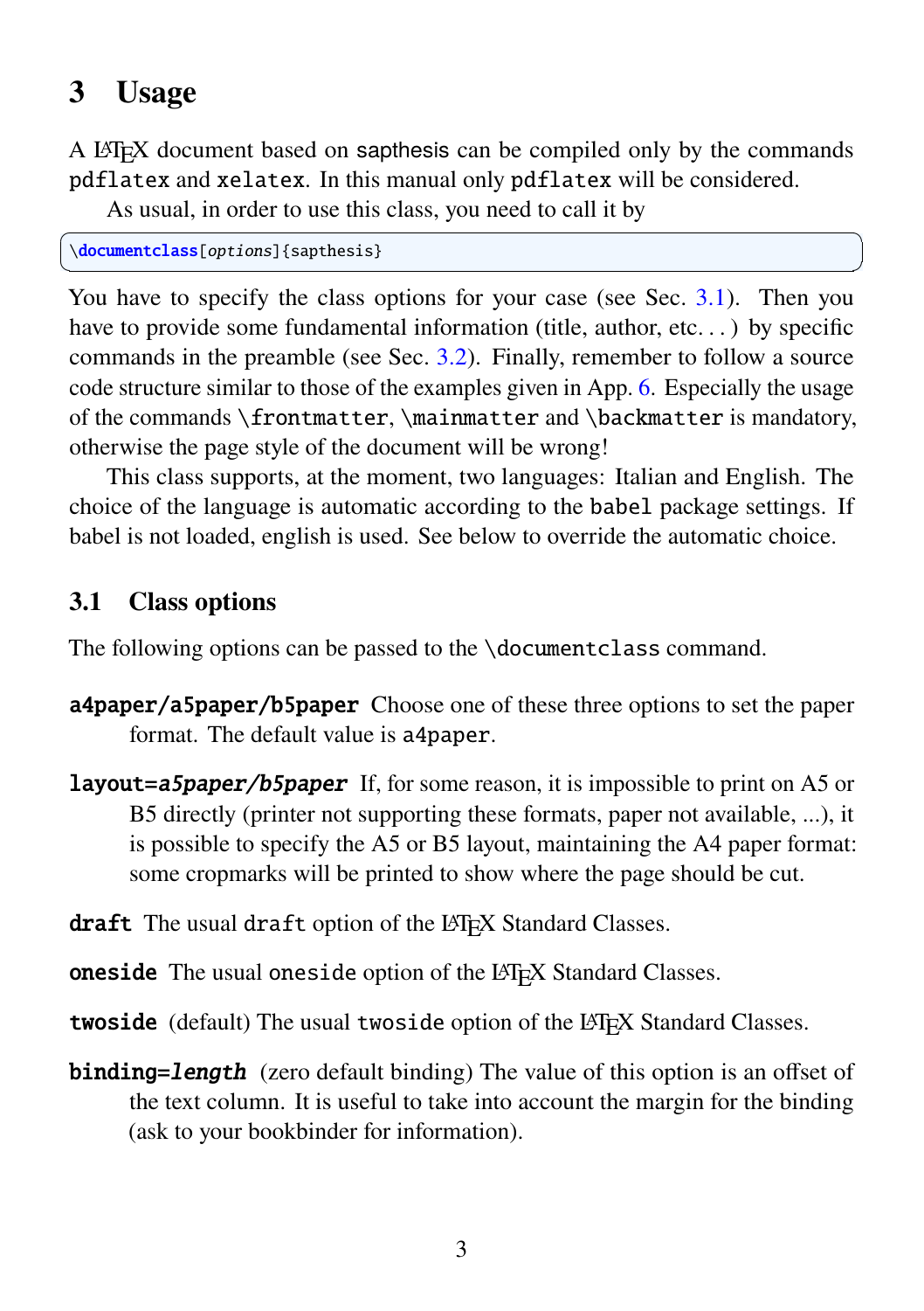# 3 Usage

A LaTeX document based on sapthesis can be compiled only by the commands `pdflatex` and `xelatex`. In this manual only `pdflatex` will be considered.

As usual, in order to use this class, you need to call it by

```
\documentclass[options]{sapthesis}
```

You have to specify the class options for your case (see Sec. 3.1). Then you have to provide some fundamental information (title, author, etc. . . ) by specific commands in the preamble (see Sec. 3.2). Finally, remember to follow a source code structure similar to those of the examples given in App. 6. Especially the usage of the commands `\frontmatter`, `\mainmatter` and `\backmatter` is mandatory, otherwise the page style of the document will be wrong!

This class supports, at the moment, two languages: Italian and English. The choice of the language is automatic according to the `babel` package settings. If babel is not loaded, english is used. See below to override the automatic choice.

## 3.1 Class options

The following options can be passed to the `\documentclass` command.

**`a4paper/a5paper/b5paper`** Choose one of these three options to set the paper format. The default value is `a4paper`.

**`layout=`*`a5paper/b5paper`*** If, for some reason, it is impossible to print on A5 or B5 directly (printer not supporting these formats, paper not available, ...), it is possible to specify the A5 or B5 layout, maintaining the A4 paper format: some cropmarks will be printed to show where the page should be cut.

**`draft`** The usual `draft` option of the LaTeX Standard Classes.

**`oneside`** The usual `oneside` option of the LaTeX Standard Classes.

**`twoside`** (default) The usual `twoside` option of the LaTeX Standard Classes.

**`binding=`*`length`*** (zero default binding) The value of this option is an offset of the text column. It is useful to take into account the margin for the binding (ask to your bookbinder for information).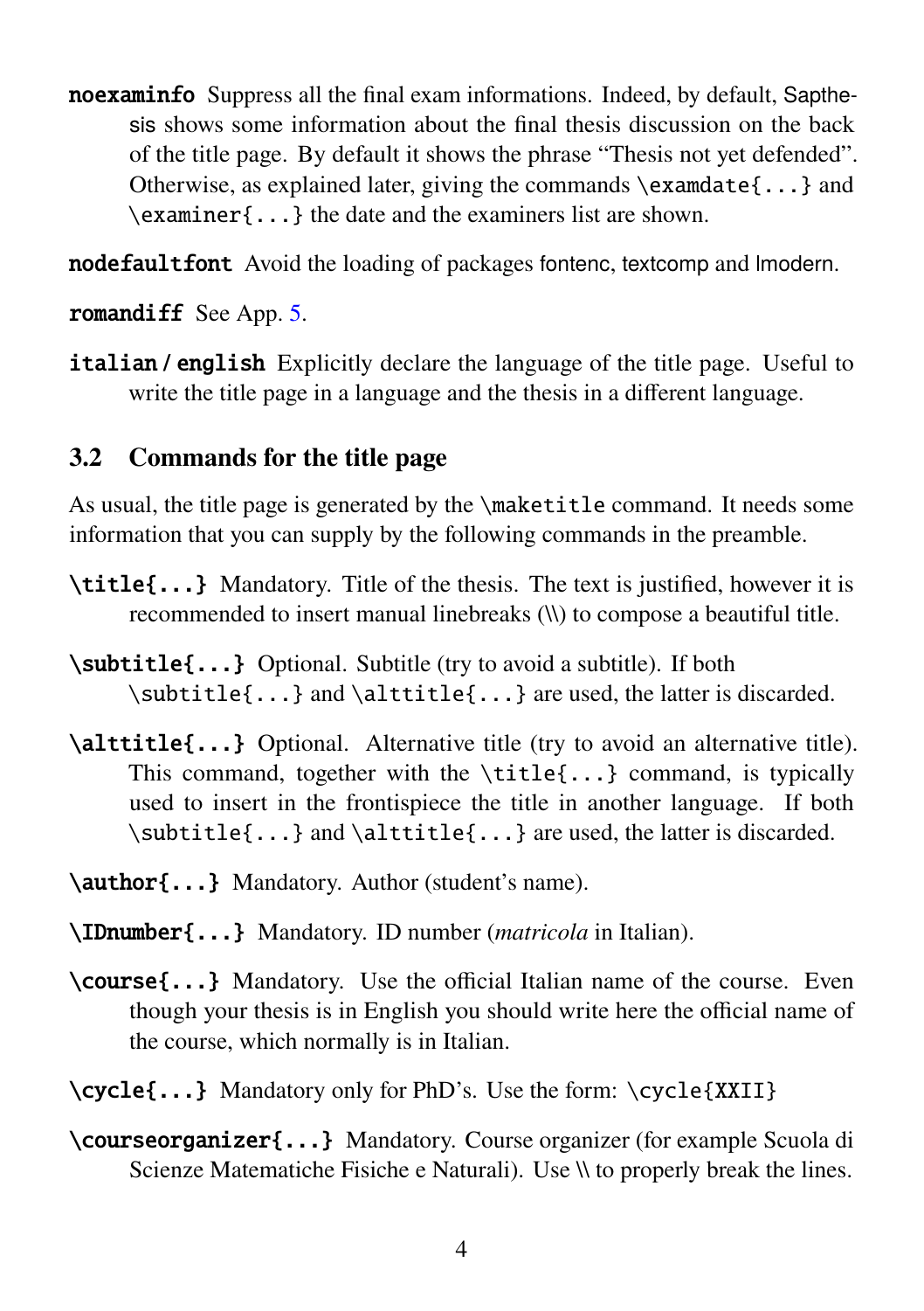**noexaminfo** Suppress all the final exam informations. Indeed, by default, Sapthesis shows some information about the final thesis discussion on the back of the title page. By default it shows the phrase "Thesis not yet defended". Otherwise, as explained later, giving the commands `\examdate{...}` and `\examiner{...}` the date and the examiners list are shown.

**nodefaultfont** Avoid the loading of packages fontenc, textcomp and lmodern.

**romandiff** See App. 5.

**italian / english** Explicitly declare the language of the title page. Useful to write the title page in a language and the thesis in a different language.

## 3.2 Commands for the title page

As usual, the title page is generated by the `\maketitle` command. It needs some information that you can supply by the following commands in the preamble.

**\title{...}** Mandatory. Title of the thesis. The text is justified, however it is recommended to insert manual linebreaks (\\) to compose a beautiful title.

**\subtitle{...}** Optional. Subtitle (try to avoid a subtitle). If both `\subtitle{...}` and `\alttitle{...}` are used, the latter is discarded.

**\alttitle{...}** Optional. Alternative title (try to avoid an alternative title). This command, together with the `\title{...}` command, is typically used to insert in the frontispiece the title in another language. If both `\subtitle{...}` and `\alttitle{...}` are used, the latter is discarded.

**\author{...}** Mandatory. Author (student's name).

**\IDnumber{...}** Mandatory. ID number (*matricola* in Italian).

**\course{...}** Mandatory. Use the official Italian name of the course. Even though your thesis is in English you should write here the official name of the course, which normally is in Italian.

**\cycle{...}** Mandatory only for PhD's. Use the form: `\cycle{XXII}`

**\courseorganizer{...}** Mandatory. Course organizer (for example Scuola di Scienze Matematiche Fisiche e Naturali). Use \\ to properly break the lines.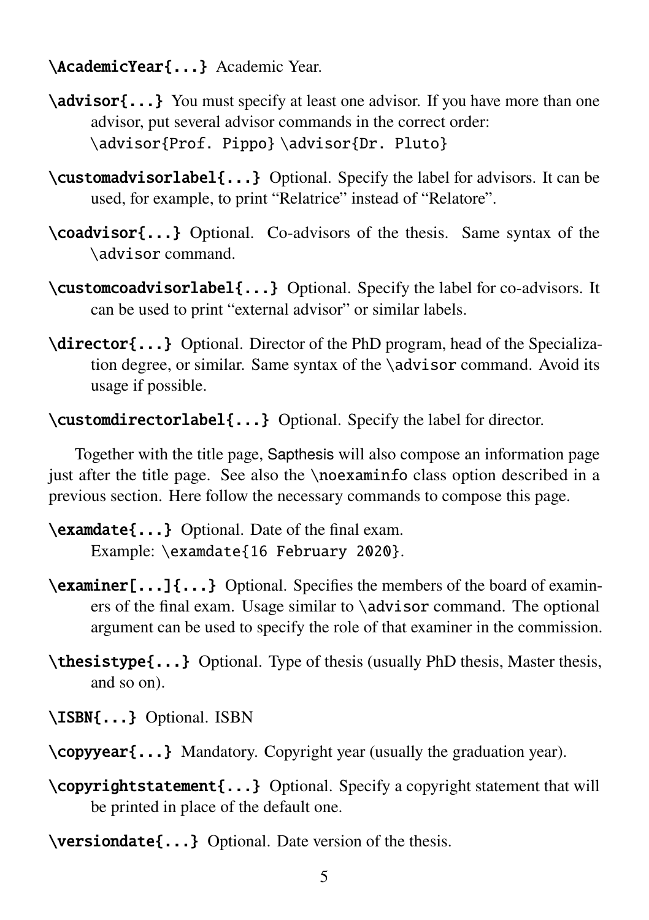**`\AcademicYear{...}`** Academic Year.

**`\advisor{...}`** You must specify at least one advisor. If you have more than one advisor, put several advisor commands in the correct order:
`\advisor{Prof. Pippo} \advisor{Dr. Pluto}`

**`\customadvisorlabel{...}`** Optional. Specify the label for advisors. It can be used, for example, to print "Relatrice" instead of "Relatore".

**`\coadvisor{...}`** Optional. Co-advisors of the thesis. Same syntax of the `\advisor` command.

**`\customcoadvisorlabel{...}`** Optional. Specify the label for co-advisors. It can be used to print "external advisor" or similar labels.

**`\director{...}`** Optional. Director of the PhD program, head of the Specialization degree, or similar. Same syntax of the `\advisor` command. Avoid its usage if possible.

**`\customdirectorlabel{...}`** Optional. Specify the label for director.

Together with the title page, Sapthesis will also compose an information page just after the title page. See also the `\noexaminfo` class option described in a previous section. Here follow the necessary commands to compose this page.

**`\examdate{...}`** Optional. Date of the final exam.
Example: `\examdate{16 February 2020}`.

**`\examiner[...]{...}`** Optional. Specifies the members of the board of examiners of the final exam. Usage similar to `\advisor` command. The optional argument can be used to specify the role of that examiner in the commission.

**`\thesistype{...}`** Optional. Type of thesis (usually PhD thesis, Master thesis, and so on).

**`\ISBN{...}`** Optional. ISBN

**`\copyyear{...}`** Mandatory. Copyright year (usually the graduation year).

**`\copyrightstatement{...}`** Optional. Specify a copyright statement that will be printed in place of the default one.

**`\versiondate{...}`** Optional. Date version of the thesis.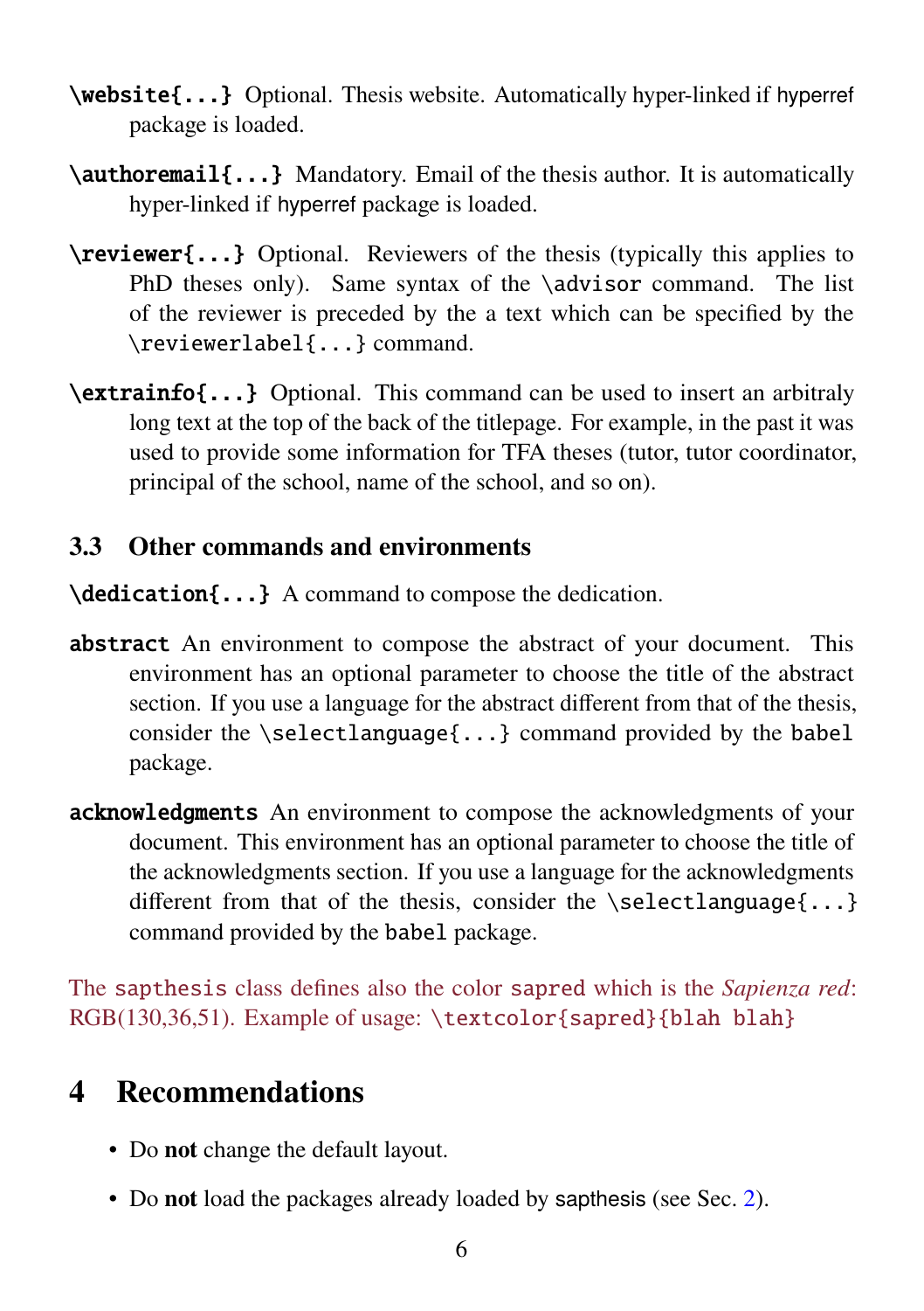**`\website{...}`** Optional. Thesis website. Automatically hyper-linked if hyperref package is loaded.

**`\authoremail{...}`** Mandatory. Email of the thesis author. It is automatically hyper-linked if hyperref package is loaded.

**`\reviewer{...}`** Optional. Reviewers of the thesis (typically this applies to PhD theses only). Same syntax of the `\advisor` command. The list of the reviewer is preceded by the a text which can be specified by the `\reviewerlabel{...}` command.

**`\extrainfo{...}`** Optional. This command can be used to insert an arbitraly long text at the top of the back of the titlepage. For example, in the past it was used to provide some information for TFA theses (tutor, tutor coordinator, principal of the school, name of the school, and so on).

### 3.3 Other commands and environments

**`\dedication{...}`** A command to compose the dedication.

**`abstract`** An environment to compose the abstract of your document. This environment has an optional parameter to choose the title of the abstract section. If you use a language for the abstract different from that of the thesis, consider the `\selectlanguage{...}` command provided by the `babel` package.

**`acknowledgments`** An environment to compose the acknowledgments of your document. This environment has an optional parameter to choose the title of the acknowledgments section. If you use a language for the acknowledgments different from that of the thesis, consider the `\selectlanguage{...}` command provided by the `babel` package.

The `sapthesis` class defines also the color `sapred` which is the *Sapienza red*: RGB(130,36,51). Example of usage: `\textcolor{sapred}{blah blah}`

## 4 Recommendations

- Do **not** change the default layout.
- Do **not** load the packages already loaded by sapthesis (see Sec. 2).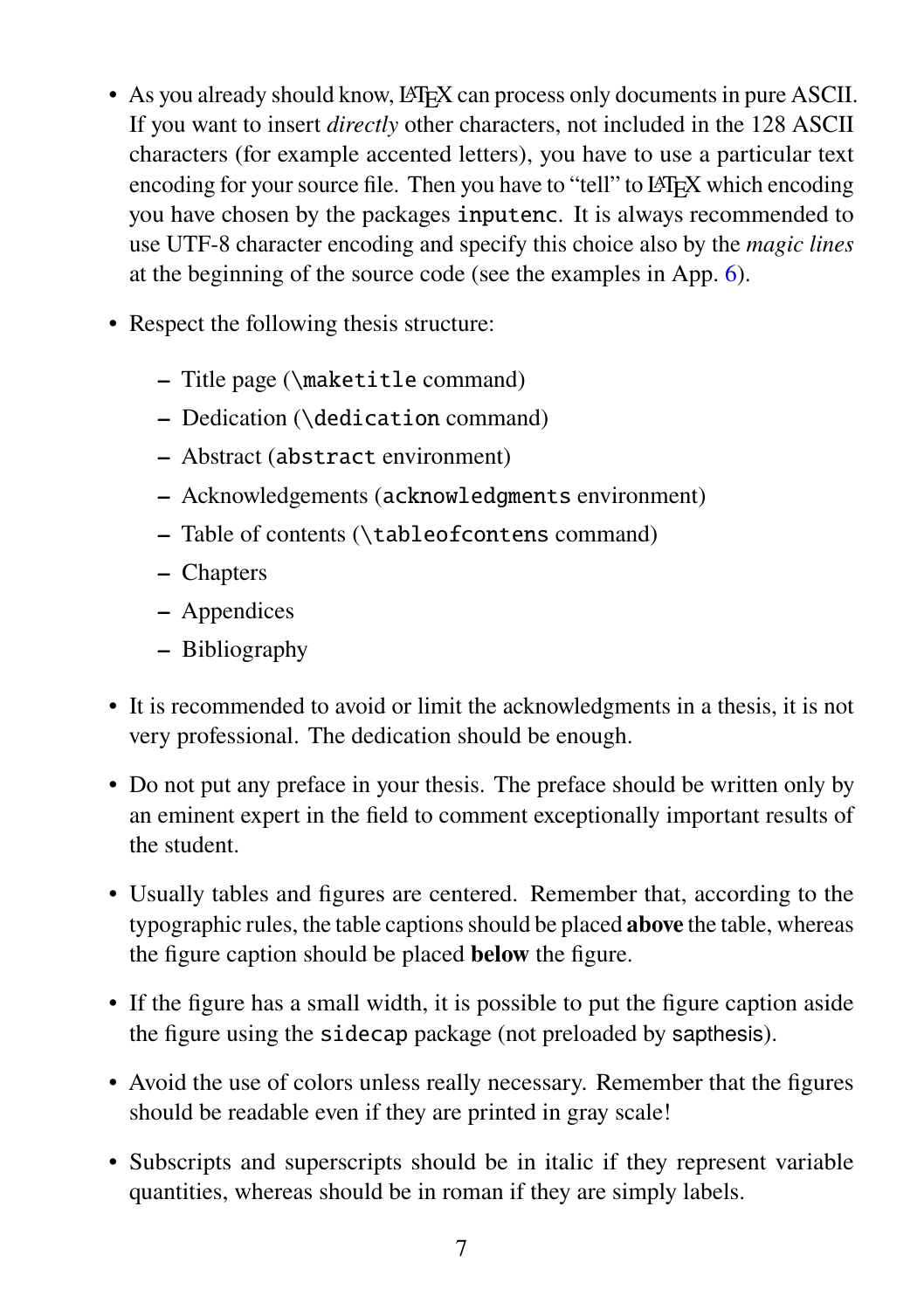- As you already should know, LaTeX can process only documents in pure ASCII. If you want to insert *directly* other characters, not included in the 128 ASCII characters (for example accented letters), you have to use a particular text encoding for your source file. Then you have to "tell" to LaTeX which encoding you have chosen by the packages `inputenc`. It is always recommended to use UTF-8 character encoding and specify this choice also by the *magic lines* at the beginning of the source code (see the examples in App. 6).

- Respect the following thesis structure:
  - Title page (`\maketitle` command)
  - Dedication (`\dedication` command)
  - Abstract (`abstract` environment)
  - Acknowledgements (`acknowledgments` environment)
  - Table of contents (`\tableofcontens` command)
  - Chapters
  - Appendices
  - Bibliography

- It is recommended to avoid or limit the acknowledgments in a thesis, it is not very professional. The dedication should be enough.

- Do not put any preface in your thesis. The preface should be written only by an eminent expert in the field to comment exceptionally important results of the student.

- Usually tables and figures are centered. Remember that, according to the typographic rules, the table captions should be placed **above** the table, whereas the figure caption should be placed **below** the figure.

- If the figure has a small width, it is possible to put the figure caption aside the figure using the `sidecap` package (not preloaded by sapthesis).

- Avoid the use of colors unless really necessary. Remember that the figures should be readable even if they are printed in gray scale!

- Subscripts and superscripts should be in italic if they represent variable quantities, whereas should be in roman if they are simply labels.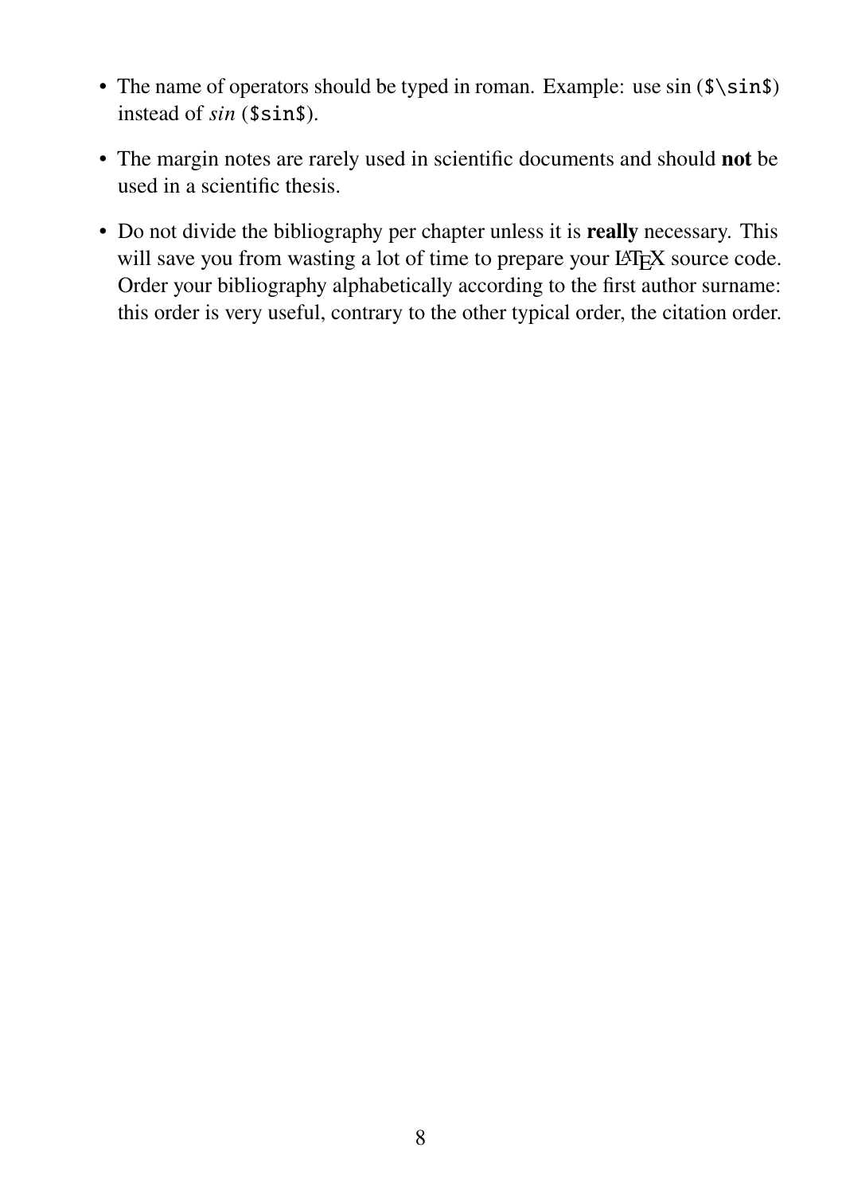- The name of operators should be typed in roman. Example: use $\sin$ (`$\sin$`) instead of *sin* (`$sin$`).
- The margin notes are rarely used in scientific documents and should **not** be used in a scientific thesis.
- Do not divide the bibliography per chapter unless it is **really** necessary. This will save you from wasting a lot of time to prepare your LaTeX source code. Order your bibliography alphabetically according to the first author surname: this order is very useful, contrary to the other typical order, the citation order.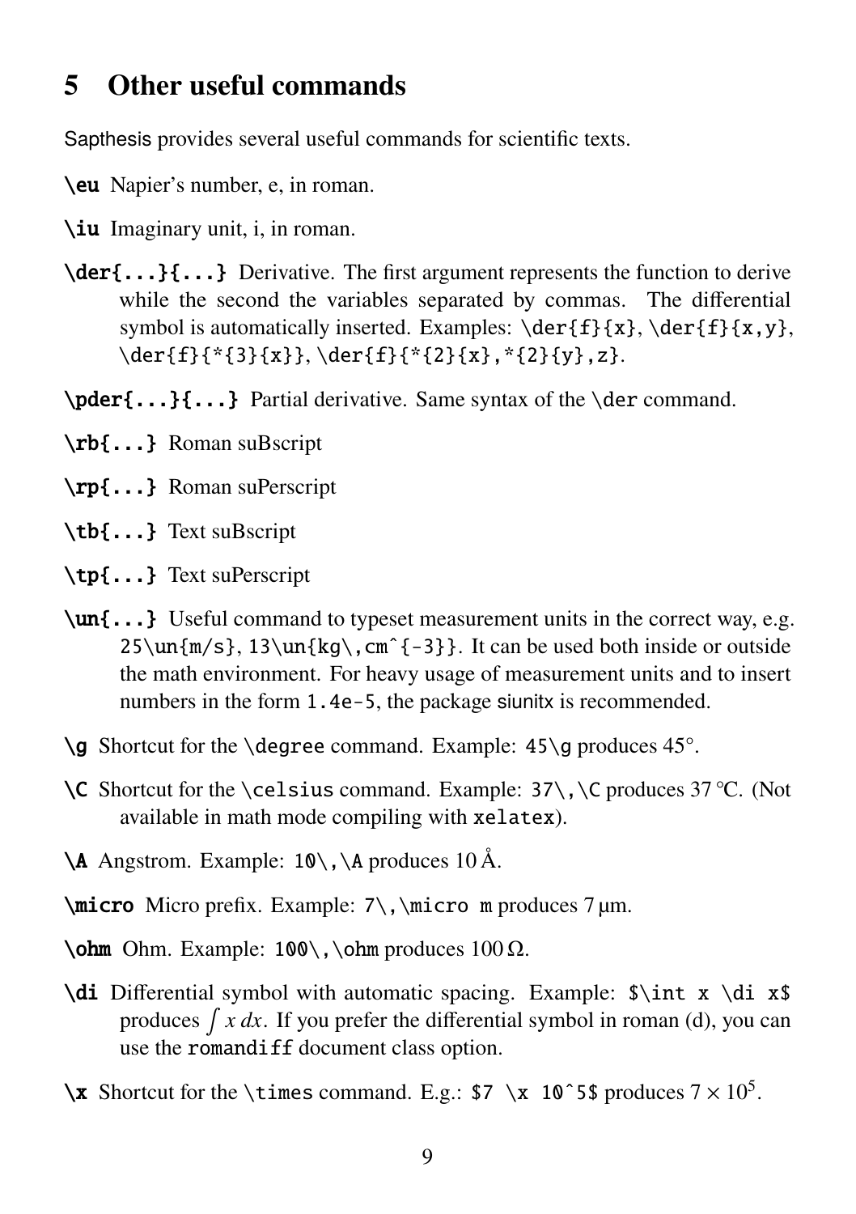## 5 Other useful commands

Sapthesis provides several useful commands for scientific texts.

**`\eu`** Napier's number, e, in roman.

**`\iu`** Imaginary unit, i, in roman.

**`\der{...}{...}`** Derivative. The first argument represents the function to derive while the second the variables separated by commas. The differential symbol is automatically inserted. Examples: `\der{f}{x}`, `\der{f}{x,y}`, `\der{f}{*{3}{x}}`, `\der{f}{*{2}{x},*{2}{y},z}`.

**`\pder{...}{...}`** Partial derivative. Same syntax of the `\der` command.

**`\rb{...}`** Roman suBscript

**`\rp{...}`** Roman suPerscript

**`\tb{...}`** Text suBscript

**`\tp{...}`** Text suPerscript

**`\un{...}`** Useful command to typeset measurement units in the correct way, e.g. `25\un{m/s}`, `13\un{kg\,cm^{-3}}`. It can be used both inside or outside the math environment. For heavy usage of measurement units and to insert numbers in the form `1.4e-5`, the package siunitx is recommended.

**`\g`** Shortcut for the `\degree` command. Example: `45\g` produces 45°.

**`\C`** Shortcut for the `\celsius` command. Example: `37\,\C` produces 37 ℃. (Not available in math mode compiling with `xelatex`).

**`\A`** Angstrom. Example: `10\,\A` produces 10 Å.

**`\micro`** Micro prefix. Example: `7\,\micro m` produces 7 µm.

**`\ohm`** Ohm. Example: `100\,\ohm` produces 100 Ω.

**`\di`** Differential symbol with automatic spacing. Example: `$\int x \di x$` produces $\int x\,dx$. If you prefer the differential symbol in roman (d), you can use the `romandiff` document class option.

**`\x`** Shortcut for the `\times` command. E.g.: `$7 \x 10^5$` produces $7 \times 10^5$.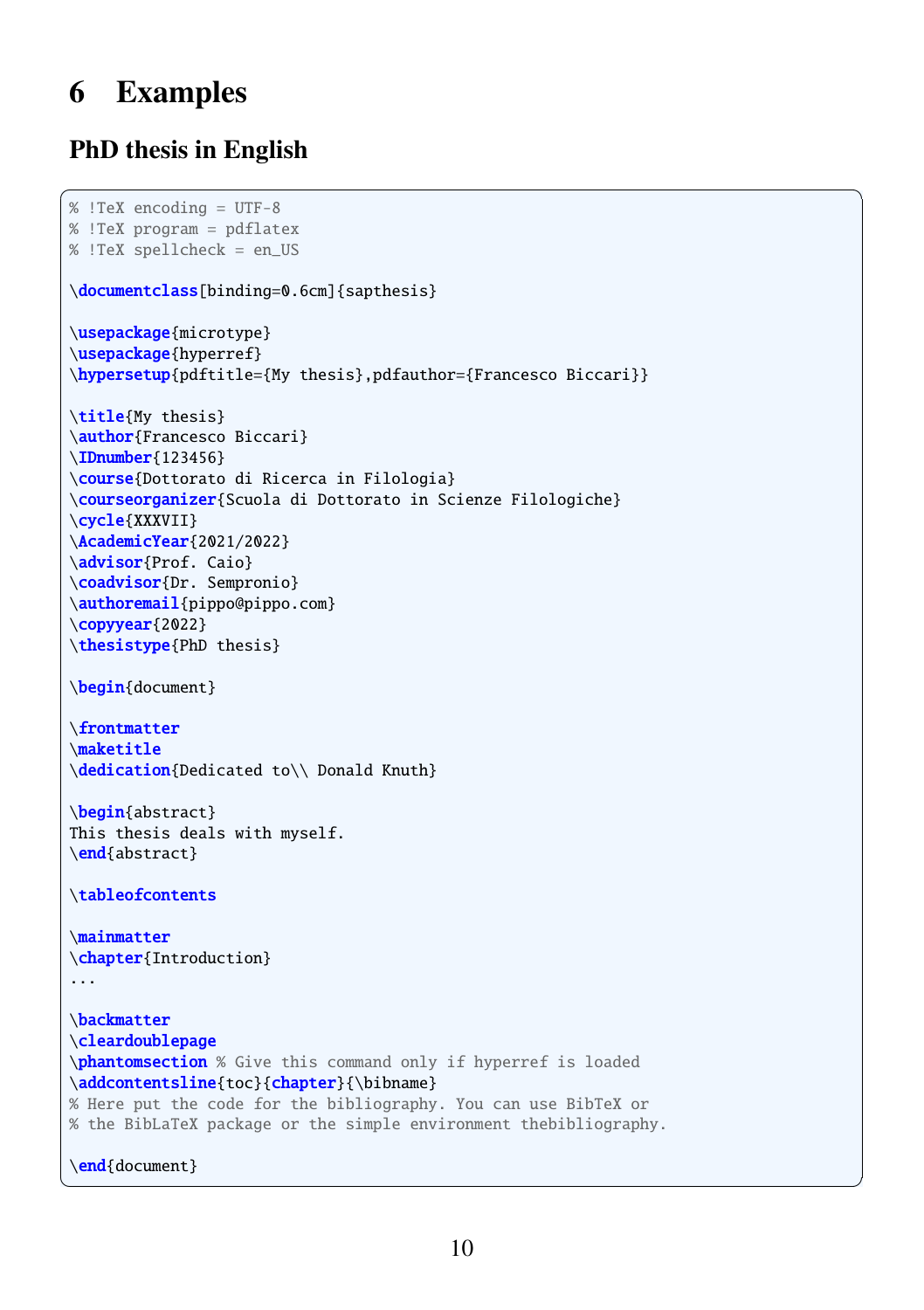# 6 Examples

## PhD thesis in English

```latex
% !TeX encoding = UTF-8
% !TeX program = pdflatex
% !TeX spellcheck = en_US

\documentclass[binding=0.6cm]{sapthesis}

\usepackage{microtype}
\usepackage{hyperref}
\hypersetup{pdftitle={My thesis},pdfauthor={Francesco Biccari}}

\title{My thesis}
\author{Francesco Biccari}
\IDnumber{123456}
\course{Dottorato di Ricerca in Filologia}
\courseorganizer{Scuola di Dottorato in Scienze Filologiche}
\cycle{XXXVII}
\AcademicYear{2021/2022}
\advisor{Prof. Caio}
\coadvisor{Dr. Sempronio}
\authoremail{pippo@pippo.com}
\copyyear{2022}
\thesistype{PhD thesis}

\begin{document}

\frontmatter
\maketitle
\dedication{Dedicated to\\ Donald Knuth}

\begin{abstract}
This thesis deals with myself.
\end{abstract}

\tableofcontents

\mainmatter
\chapter{Introduction}
...

\backmatter
\cleardoublepage
\phantomsection % Give this command only if hyperref is loaded
\addcontentsline{toc}{chapter}{\bibname}
% Here put the code for the bibliography. You can use BibTeX or
% the BibLaTeX package or the simple environment thebibliography.

\end{document}
```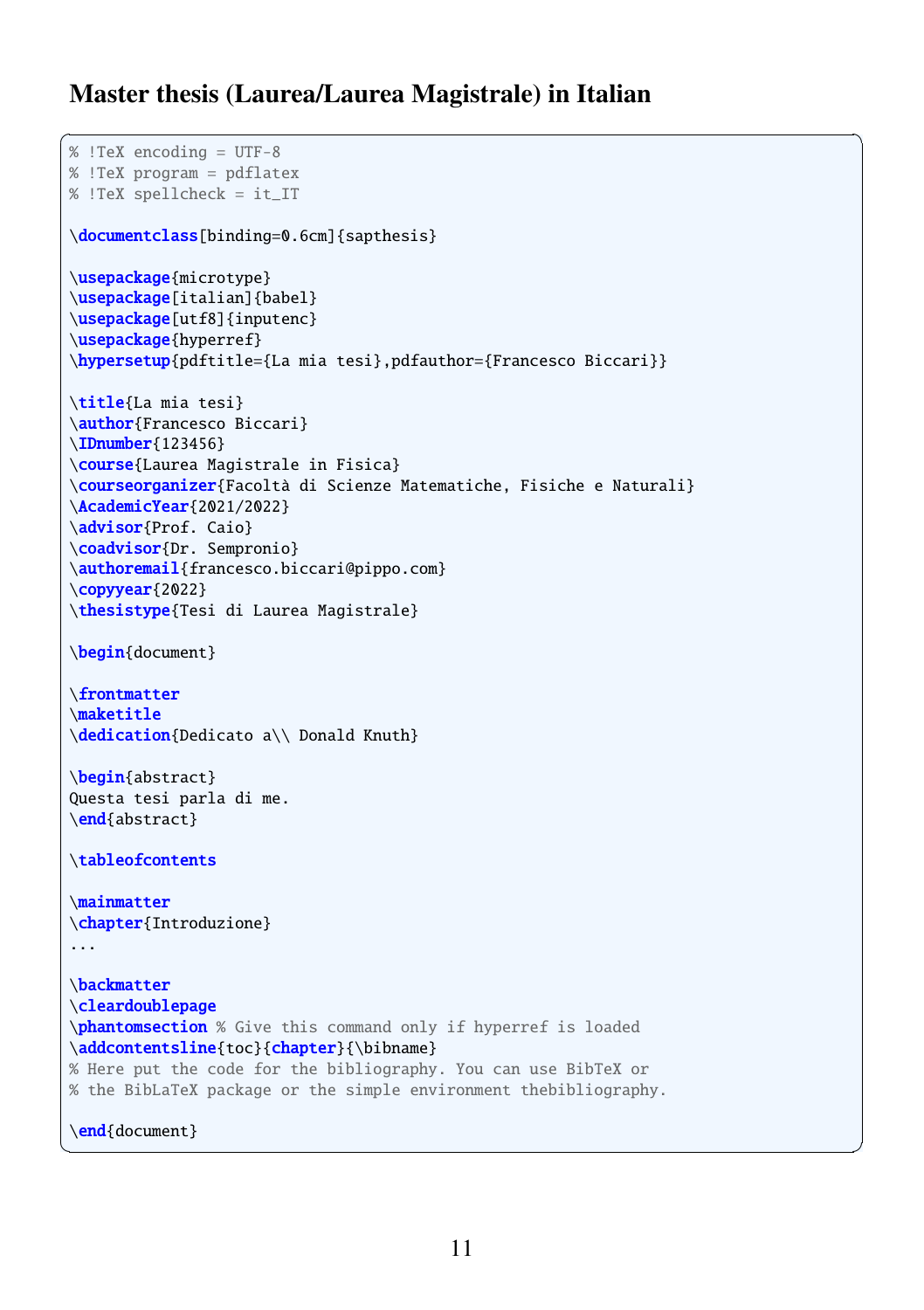## Master thesis (Laurea/Laurea Magistrale) in Italian

```
% !TeX encoding = UTF-8
% !TeX program = pdflatex
% !TeX spellcheck = it_IT

\documentclass[binding=0.6cm]{sapthesis}

\usepackage{microtype}
\usepackage[italian]{babel}
\usepackage[utf8]{inputenc}
\usepackage{hyperref}
\hypersetup{pdftitle={La mia tesi},pdfauthor={Francesco Biccari}}

\title{La mia tesi}
\author{Francesco Biccari}
\IDnumber{123456}
\course{Laurea Magistrale in Fisica}
\courseorganizer{Facoltà di Scienze Matematiche, Fisiche e Naturali}
\AcademicYear{2021/2022}
\advisor{Prof. Caio}
\coadvisor{Dr. Sempronio}
\authoremail{francesco.biccari@pippo.com}
\copyyear{2022}
\thesistype{Tesi di Laurea Magistrale}

\begin{document}

\frontmatter
\maketitle
\dedication{Dedicato a\\ Donald Knuth}

\begin{abstract}
Questa tesi parla di me.
\end{abstract}

\tableofcontents

\mainmatter
\chapter{Introduzione}
...

\backmatter
\cleardoublepage
\phantomsection % Give this command only if hyperref is loaded
\addcontentsline{toc}{chapter}{\bibname}
% Here put the code for the bibliography. You can use BibTeX or
% the BibLaTeX package or the simple environment thebibliography.

\end{document}
```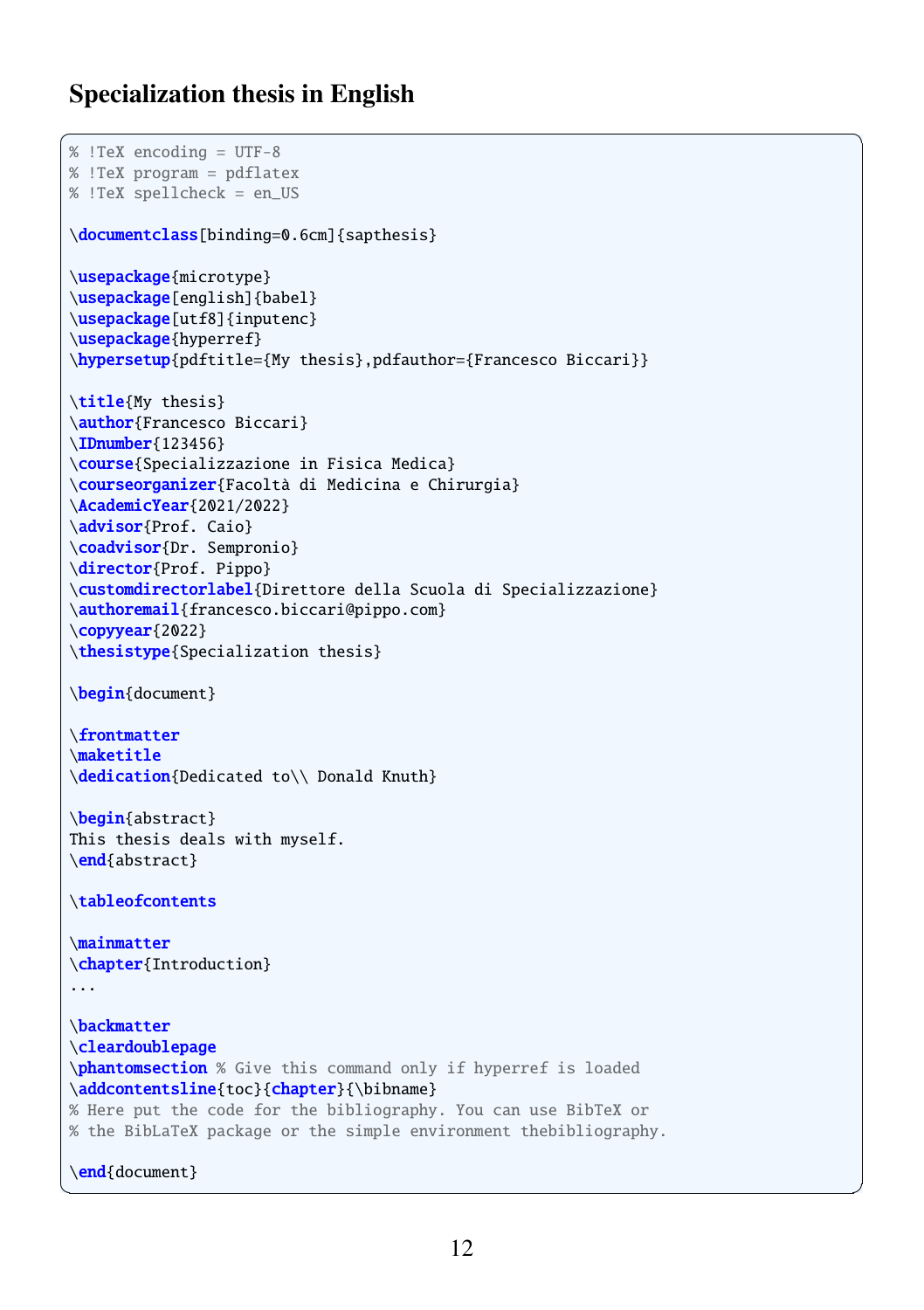## Specialization thesis in English

```
% !TeX encoding = UTF-8
% !TeX program = pdflatex
% !TeX spellcheck = en_US

\documentclass[binding=0.6cm]{sapthesis}

\usepackage{microtype}
\usepackage[english]{babel}
\usepackage[utf8]{inputenc}
\usepackage{hyperref}
\hypersetup{pdftitle={My thesis},pdfauthor={Francesco Biccari}}

\title{My thesis}
\author{Francesco Biccari}
\IDnumber{123456}
\course{Specializzazione in Fisica Medica}
\courseorganizer{Facoltà di Medicina e Chirurgia}
\AcademicYear{2021/2022}
\advisor{Prof. Caio}
\coadvisor{Dr. Sempronio}
\director{Prof. Pippo}
\customdirectorlabel{Direttore della Scuola di Specializzazione}
\authoremail{francesco.biccari@pippo.com}
\copyyear{2022}
\thesistype{Specialization thesis}

\begin{document}

\frontmatter
\maketitle
\dedication{Dedicated to\\ Donald Knuth}

\begin{abstract}
This thesis deals with myself.
\end{abstract}

\tableofcontents

\mainmatter
\chapter{Introduction}
...

\backmatter
\cleardoublepage
\phantomsection % Give this command only if hyperref is loaded
\addcontentsline{toc}{chapter}{\bibname}
% Here put the code for the bibliography. You can use BibTeX or
% the BibLaTeX package or the simple environment thebibliography.

\end{document}
```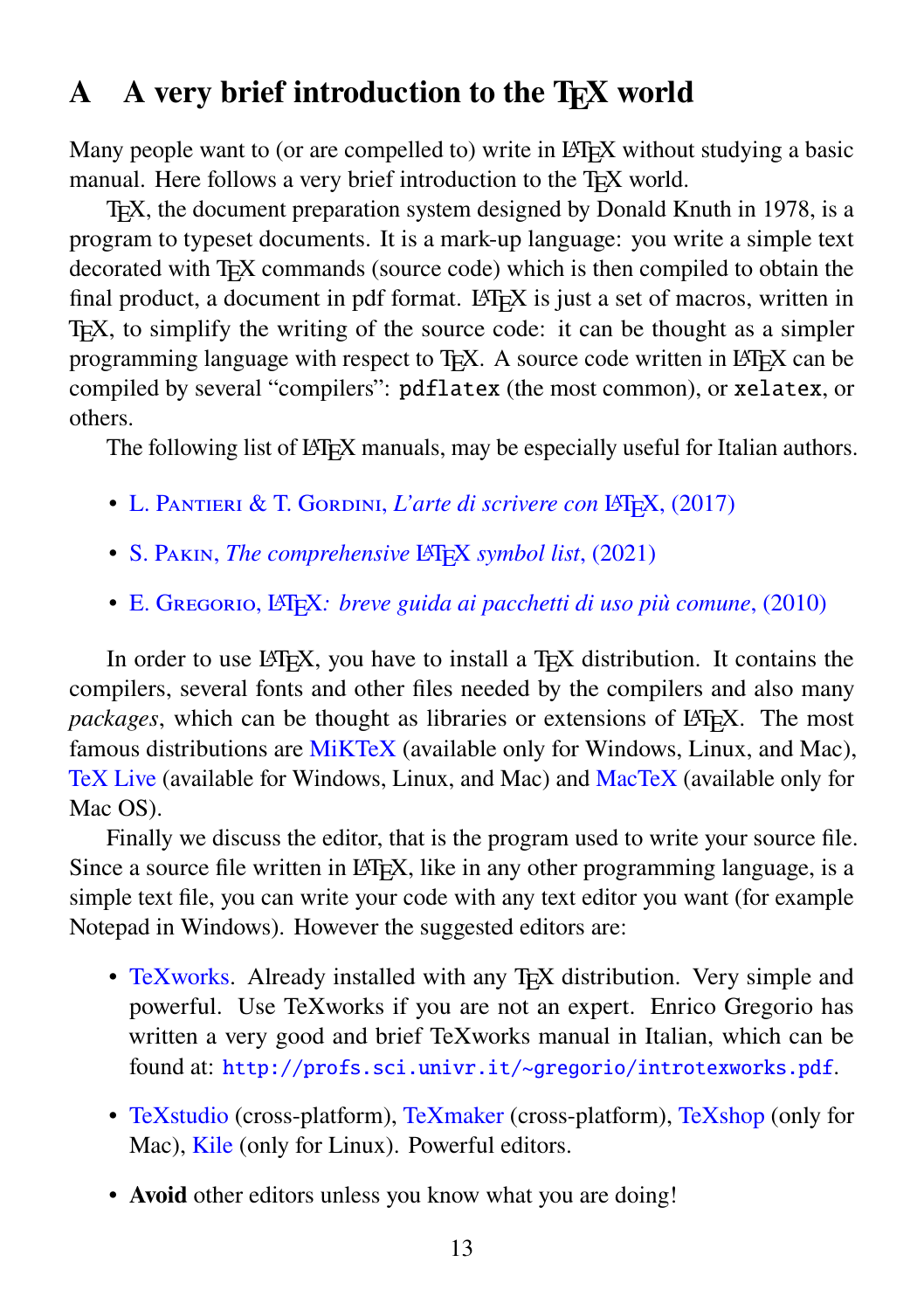## A A very brief introduction to the TeX world

Many people want to (or are compelled to) write in LaTeX without studying a basic manual. Here follows a very brief introduction to the TeX world.

TeX, the document preparation system designed by Donald Knuth in 1978, is a program to typeset documents. It is a mark-up language: you write a simple text decorated with TeX commands (source code) which is then compiled to obtain the final product, a document in pdf format. LaTeX is just a set of macros, written in TeX, to simplify the writing of the source code: it can be thought as a simpler programming language with respect to TeX. A source code written in LaTeX can be compiled by several "compilers": `pdflatex` (the most common), or `xelatex`, or others.

The following list of LaTeX manuals, may be especially useful for Italian authors.

- L. Pantieri & T. Gordini, *L'arte di scrivere con LaTeX*, (2017)
- S. Pakin, *The comprehensive LaTeX symbol list*, (2021)
- E. Gregorio, LaTeX*: breve guida ai pacchetti di uso più comune*, (2010)

In order to use LaTeX, you have to install a TeX distribution. It contains the compilers, several fonts and other files needed by the compilers and also many *packages*, which can be thought as libraries or extensions of LaTeX. The most famous distributions are MiKTeX (available only for Windows, Linux, and Mac), TeX Live (available for Windows, Linux, and Mac) and MacTeX (available only for Mac OS).

Finally we discuss the editor, that is the program used to write your source file. Since a source file written in LaTeX, like in any other programming language, is a simple text file, you can write your code with any text editor you want (for example Notepad in Windows). However the suggested editors are:

- TeXworks. Already installed with any TeX distribution. Very simple and powerful. Use TeXworks if you are not an expert. Enrico Gregorio has written a very good and brief TeXworks manual in Italian, which can be found at: `http://profs.sci.univr.it/~gregorio/introtexworks.pdf`.
- TeXstudio (cross-platform), TeXmaker (cross-platform), TeXshop (only for Mac), Kile (only for Linux). Powerful editors.
- **Avoid** other editors unless you know what you are doing!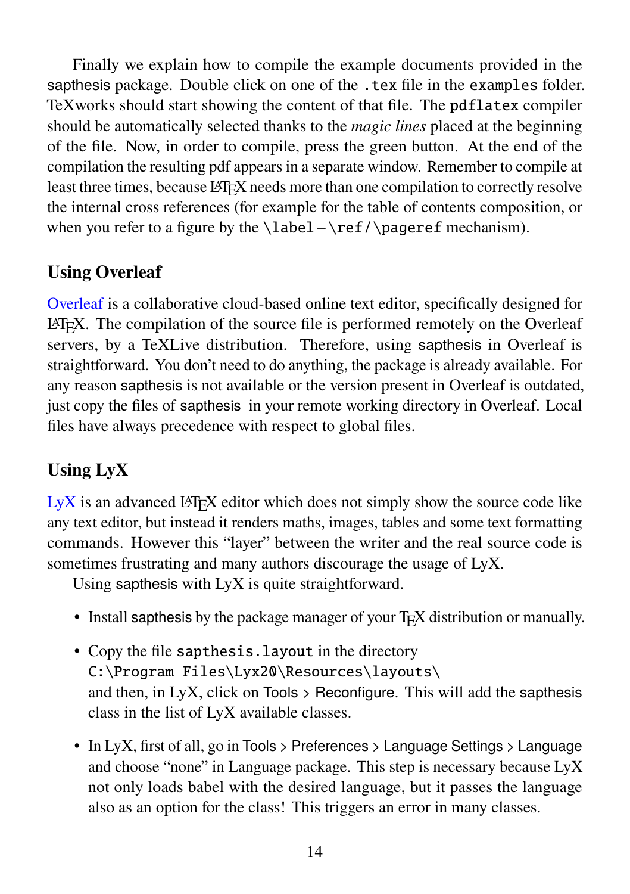Finally we explain how to compile the example documents provided in the sapthesis package. Double click on one of the `.tex` file in the `examples` folder. TeXworks should start showing the content of that file. The `pdflatex` compiler should be automatically selected thanks to the *magic lines* placed at the beginning of the file. Now, in order to compile, press the green button. At the end of the compilation the resulting pdf appears in a separate window. Remember to compile at least three times, because LaTeX needs more than one compilation to correctly resolve the internal cross references (for example for the table of contents composition, or when you refer to a figure by the `\label` – `\ref`/`\pageref` mechanism).

### Using Overleaf

Overleaf is a collaborative cloud-based online text editor, specifically designed for LaTeX. The compilation of the source file is performed remotely on the Overleaf servers, by a TeXLive distribution. Therefore, using sapthesis in Overleaf is straightforward. You don't need to do anything, the package is already available. For any reason sapthesis is not available or the version present in Overleaf is outdated, just copy the files of sapthesis in your remote working directory in Overleaf. Local files have always precedence with respect to global files.

### Using LyX

LyX is an advanced LaTeX editor which does not simply show the source code like any text editor, but instead it renders maths, images, tables and some text formatting commands. However this "layer" between the writer and the real source code is sometimes frustrating and many authors discourage the usage of LyX.

Using sapthesis with LyX is quite straightforward.

- Install sapthesis by the package manager of your TeX distribution or manually.
- Copy the file `sapthesis.layout` in the directory `C:\Program Files\Lyx20\Resources\layouts\` and then, in LyX, click on Tools > Reconfigure. This will add the sapthesis class in the list of LyX available classes.
- In LyX, first of all, go in Tools > Preferences > Language Settings > Language and choose "none" in Language package. This step is necessary because LyX not only loads babel with the desired language, but it passes the language also as an option for the class! This triggers an error in many classes.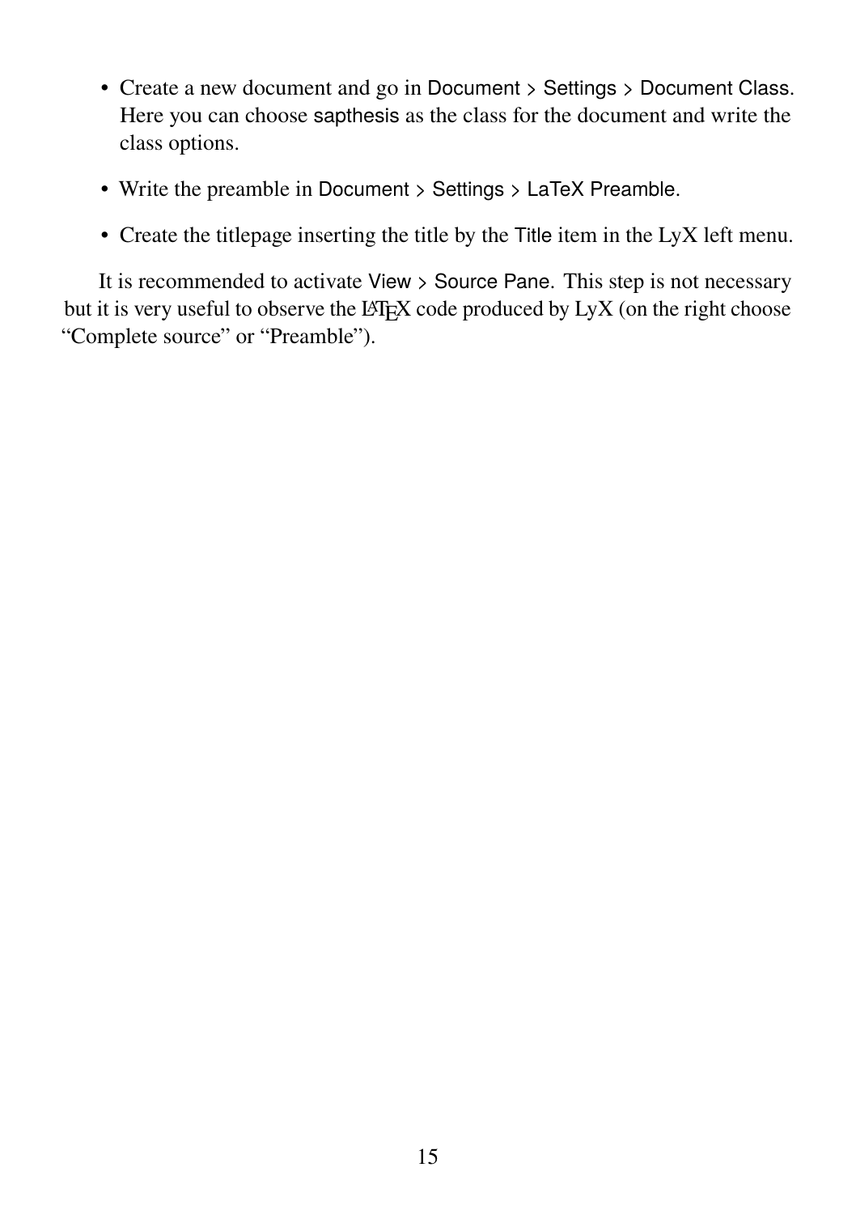- Create a new document and go in Document > Settings > Document Class. Here you can choose sapthesis as the class for the document and write the class options.
- Write the preamble in Document > Settings > LaTeX Preamble.
- Create the titlepage inserting the title by the Title item in the LyX left menu.

It is recommended to activate View > Source Pane. This step is not necessary but it is very useful to observe the LaTeX code produced by LyX (on the right choose "Complete source" or "Preamble").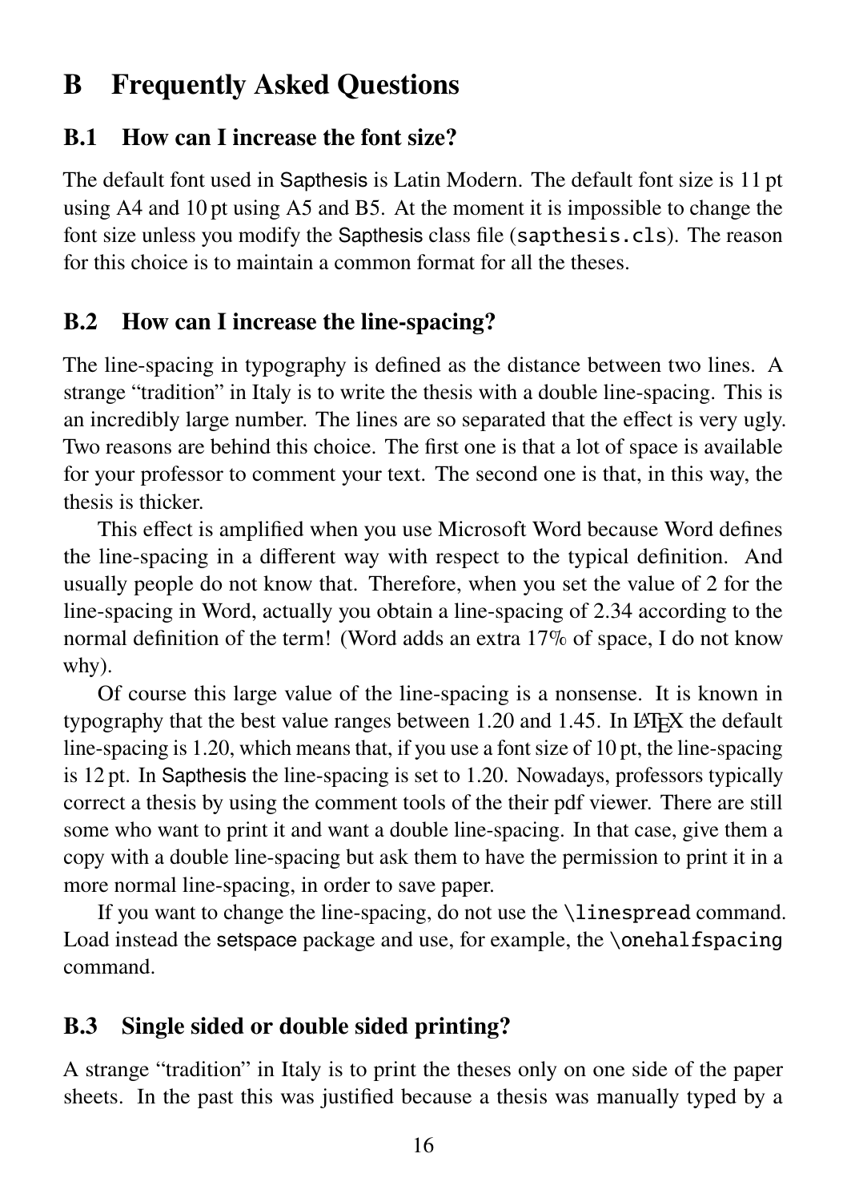# B Frequently Asked Questions

## B.1 How can I increase the font size?

The default font used in Sapthesis is Latin Modern. The default font size is 11 pt using A4 and 10 pt using A5 and B5. At the moment it is impossible to change the font size unless you modify the Sapthesis class file (`sapthesis.cls`). The reason for this choice is to maintain a common format for all the theses.

## B.2 How can I increase the line-spacing?

The line-spacing in typography is defined as the distance between two lines. A strange "tradition" in Italy is to write the thesis with a double line-spacing. This is an incredibly large number. The lines are so separated that the effect is very ugly. Two reasons are behind this choice. The first one is that a lot of space is available for your professor to comment your text. The second one is that, in this way, the thesis is thicker.

This effect is amplified when you use Microsoft Word because Word defines the line-spacing in a different way with respect to the typical definition. And usually people do not know that. Therefore, when you set the value of 2 for the line-spacing in Word, actually you obtain a line-spacing of 2.34 according to the normal definition of the term! (Word adds an extra 17% of space, I do not know why).

Of course this large value of the line-spacing is a nonsense. It is known in typography that the best value ranges between 1.20 and 1.45. In LaTeX the default line-spacing is 1.20, which means that, if you use a font size of 10 pt, the line-spacing is 12 pt. In Sapthesis the line-spacing is set to 1.20. Nowadays, professors typically correct a thesis by using the comment tools of the their pdf viewer. There are still some who want to print it and want a double line-spacing. In that case, give them a copy with a double line-spacing but ask them to have the permission to print it in a more normal line-spacing, in order to save paper.

If you want to change the line-spacing, do not use the `\linespread` command. Load instead the setspace package and use, for example, the `\onehalfspacing` command.

## B.3 Single sided or double sided printing?

A strange "tradition" in Italy is to print the theses only on one side of the paper sheets. In the past this was justified because a thesis was manually typed by a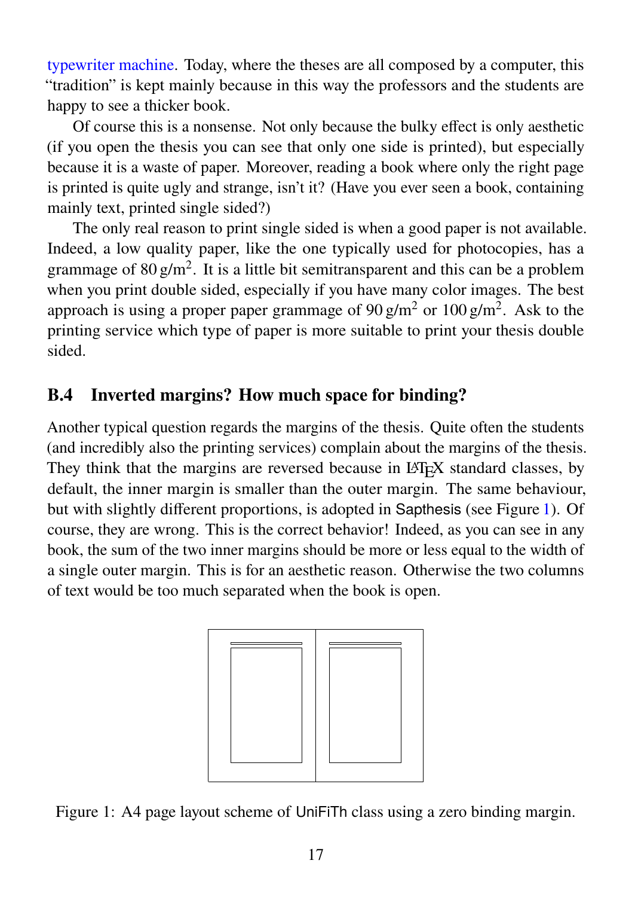typewriter machine. Today, where the theses are all composed by a computer, this "tradition" is kept mainly because in this way the professors and the students are happy to see a thicker book.

Of course this is a nonsense. Not only because the bulky effect is only aesthetic (if you open the thesis you can see that only one side is printed), but especially because it is a waste of paper. Moreover, reading a book where only the right page is printed is quite ugly and strange, isn't it? (Have you ever seen a book, containing mainly text, printed single sided?)

The only real reason to print single sided is when a good paper is not available. Indeed, a low quality paper, like the one typically used for photocopies, has a grammage of $80\,\mathrm{g/m^2}$. It is a little bit semitransparent and this can be a problem when you print double sided, especially if you have many color images. The best approach is using a proper paper grammage of $90\,\mathrm{g/m^2}$ or $100\,\mathrm{g/m^2}$. Ask to the printing service which type of paper is more suitable to print your thesis double sided.

## B.4 Inverted margins? How much space for binding?

Another typical question regards the margins of the thesis. Quite often the students (and incredibly also the printing services) complain about the margins of the thesis. They think that the margins are reversed because in LaTeX standard classes, by default, the inner margin is smaller than the outer margin. The same behaviour, but with slightly different proportions, is adopted in Sapthesis (see Figure 1). Of course, they are wrong. This is the correct behavior! Indeed, as you can see in any book, the sum of the two inner margins should be more or less equal to the width of a single outer margin. This is for an aesthetic reason. Otherwise the two columns of text would be too much separated when the book is open.

Figure 1: A4 page layout scheme of UniFiTh class using a zero binding margin.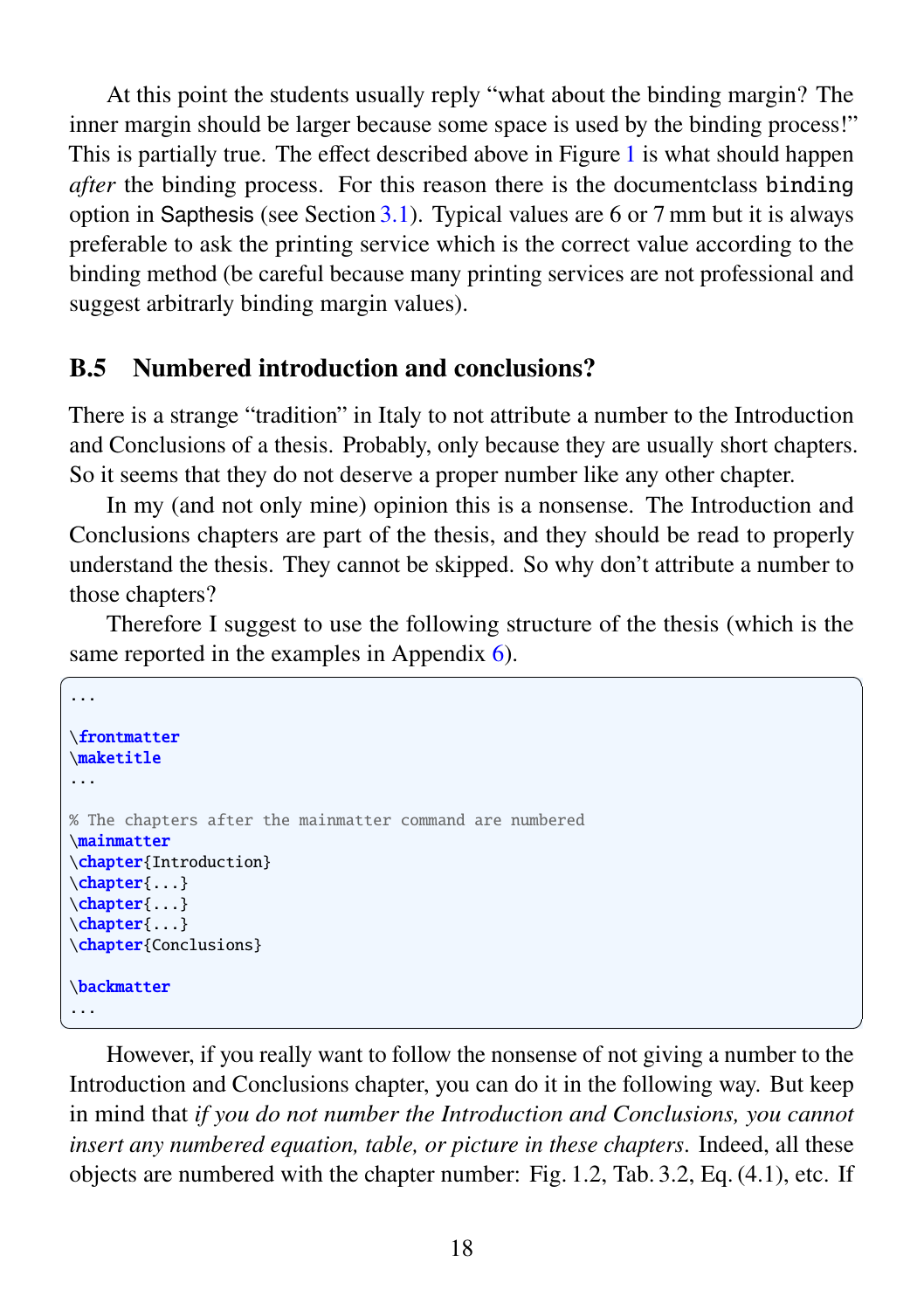At this point the students usually reply "what about the binding margin? The inner margin should be larger because some space is used by the binding process!" This is partially true. The effect described above in Figure 1 is what should happen *after* the binding process. For this reason there is the documentclass `binding` option in Sapthesis (see Section 3.1). Typical values are 6 or 7 mm but it is always preferable to ask the printing service which is the correct value according to the binding method (be careful because many printing services are not professional and suggest arbitrary binding margin values).

## B.5 Numbered introduction and conclusions?

There is a strange "tradition" in Italy to not attribute a number to the Introduction and Conclusions of a thesis. Probably, only because they are usually short chapters. So it seems that they do not deserve a proper number like any other chapter.

In my (and not only mine) opinion this is a nonsense. The Introduction and Conclusions chapters are part of the thesis, and they should be read to properly understand the thesis. They cannot be skipped. So why don't attribute a number to those chapters?

Therefore I suggest to use the following structure of the thesis (which is the same reported in the examples in Appendix 6).

```
...

\frontmatter
\maketitle
...

% The chapters after the mainmatter command are numbered
\mainmatter
\chapter{Introduction}
\chapter{...}
\chapter{...}
\chapter{...}
\chapter{Conclusions}

\backmatter
...
```

However, if you really want to follow the nonsense of not giving a number to the Introduction and Conclusions chapter, you can do it in the following way. But keep in mind that *if you do not number the Introduction and Conclusions, you cannot insert any numbered equation, table, or picture in these chapters*. Indeed, all these objects are numbered with the chapter number: Fig. 1.2, Tab. 3.2, Eq. (4.1), etc. If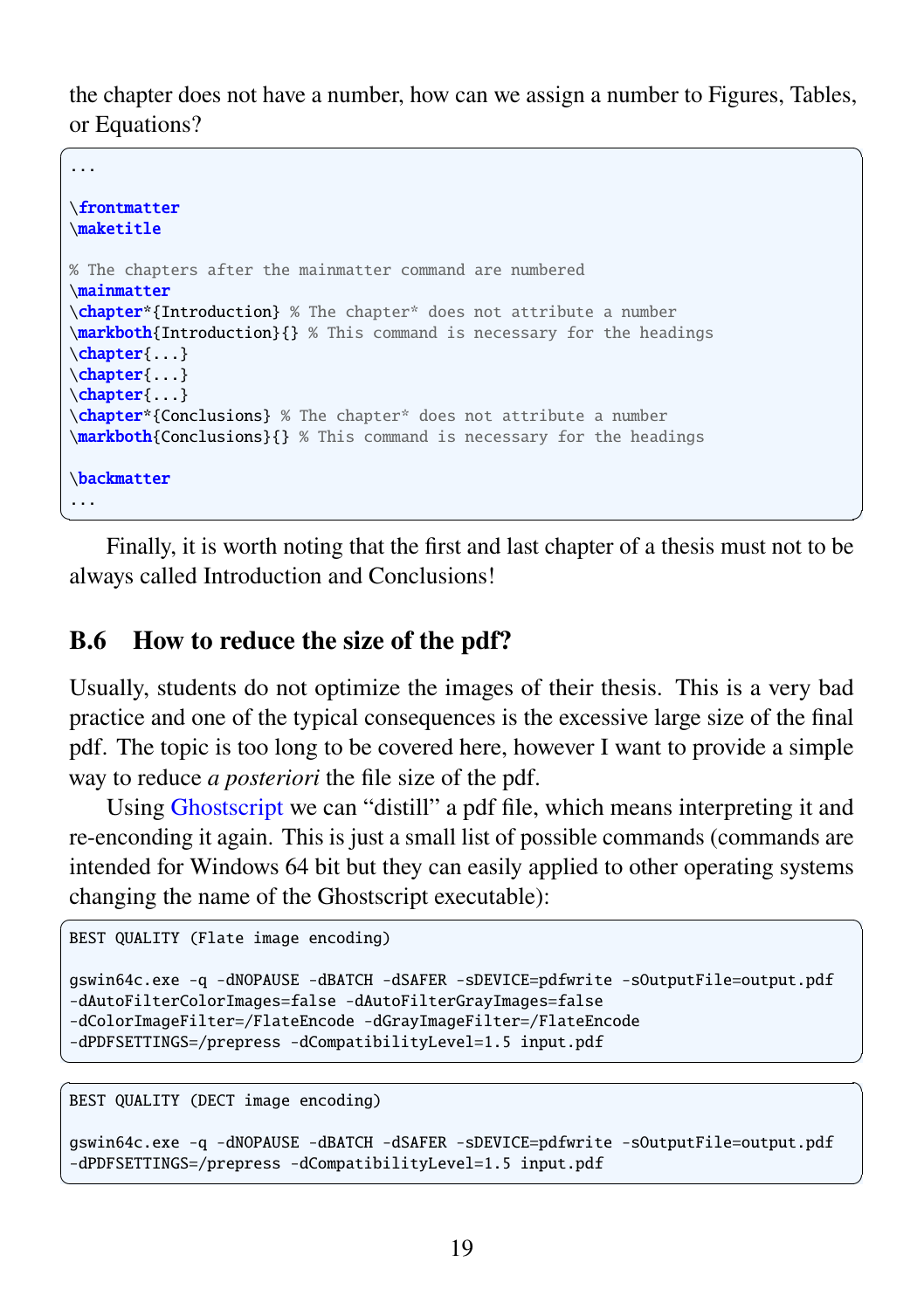the chapter does not have a number, how can we assign a number to Figures, Tables, or Equations?

```
...

\frontmatter
\maketitle

% The chapters after the mainmatter command are numbered
\mainmatter
\chapter*{Introduction} % The chapter* does not attribute a number
\markboth{Introduction}{} % This command is necessary for the headings
\chapter{...}
\chapter{...}
\chapter{...}
\chapter*{Conclusions} % The chapter* does not attribute a number
\markboth{Conclusions}{} % This command is necessary for the headings

\backmatter
...
```

Finally, it is worth noting that the first and last chapter of a thesis must not to be always called Introduction and Conclusions!

## B.6 How to reduce the size of the pdf?

Usually, students do not optimize the images of their thesis. This is a very bad practice and one of the typical consequences is the excessive large size of the final pdf. The topic is too long to be covered here, however I want to provide a simple way to reduce *a posteriori* the file size of the pdf.

Using Ghostscript we can "distill" a pdf file, which means interpreting it and re-enconding it again. This is just a small list of possible commands (commands are intended for Windows 64 bit but they can easily applied to other operating systems changing the name of the Ghostscript executable):

```
BEST QUALITY (Flate image encoding)

gswin64c.exe -q -dNOPAUSE -dBATCH -dSAFER -sDEVICE=pdfwrite -sOutputFile=output.pdf
-dAutoFilterColorImages=false -dAutoFilterGrayImages=false
-dColorImageFilter=/FlateEncode -dGrayImageFilter=/FlateEncode
-dPDFSETTINGS=/prepress -dCompatibilityLevel=1.5 input.pdf
```

```
BEST QUALITY (DECT image encoding)

gswin64c.exe -q -dNOPAUSE -dBATCH -dSAFER -sDEVICE=pdfwrite -sOutputFile=output.pdf
-dPDFSETTINGS=/prepress -dCompatibilityLevel=1.5 input.pdf
```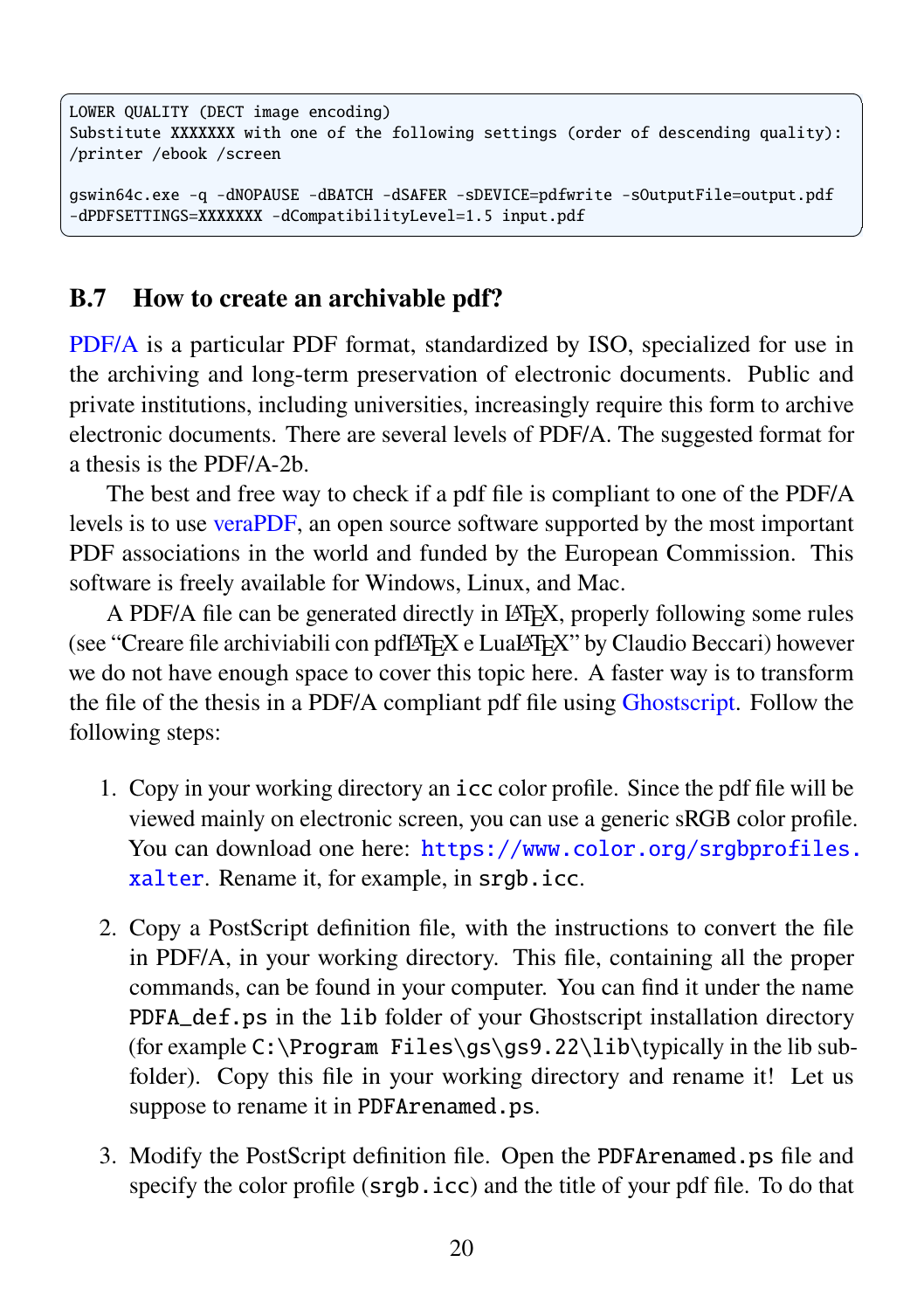```
LOWER QUALITY (DECT image encoding)
Substitute XXXXXXX with one of the following settings (order of descending quality):
/printer /ebook /screen

gswin64c.exe -q -dNOPAUSE -dBATCH -dSAFER -sDEVICE=pdfwrite -sOutputFile=output.pdf
-dPDFSETTINGS=XXXXXXX -dCompatibilityLevel=1.5 input.pdf
```

## B.7 How to create an archivable pdf?

PDF/A is a particular PDF format, standardized by ISO, specialized for use in the archiving and long-term preservation of electronic documents. Public and private institutions, including universities, increasingly require this form to archive electronic documents. There are several levels of PDF/A. The suggested format for a thesis is the PDF/A-2b.

The best and free way to check if a pdf file is compliant to one of the PDF/A levels is to use veraPDF, an open source software supported by the most important PDF associations in the world and funded by the European Commission. This software is freely available for Windows, Linux, and Mac.

A PDF/A file can be generated directly in LaTeX, properly following some rules (see "Creare file archiviabili con pdfLaTeX e LuaLaTeX" by Claudio Beccari) however we do not have enough space to cover this topic here. A faster way is to transform the file of the thesis in a PDF/A compliant pdf file using Ghostscript. Follow the following steps:

1. Copy in your working directory an `icc` color profile. Since the pdf file will be viewed mainly on electronic screen, you can use a generic sRGB color profile. You can download one here: https://www.color.org/srgbprofiles.xalter. Rename it, for example, in `srgb.icc`.

2. Copy a PostScript definition file, with the instructions to convert the file in PDF/A, in your working directory. This file, containing all the proper commands, can be found in your computer. You can find it under the name `PDFA_def.ps` in the `lib` folder of your Ghostscript installation directory (for example `C:\Program Files\gs\gs9.22\lib\`typically in the lib subfolder). Copy this file in your working directory and rename it! Let us suppose to rename it in `PDFArenamed.ps`.

3. Modify the PostScript definition file. Open the `PDFArenamed.ps` file and specify the color profile (`srgb.icc`) and the title of your pdf file. To do that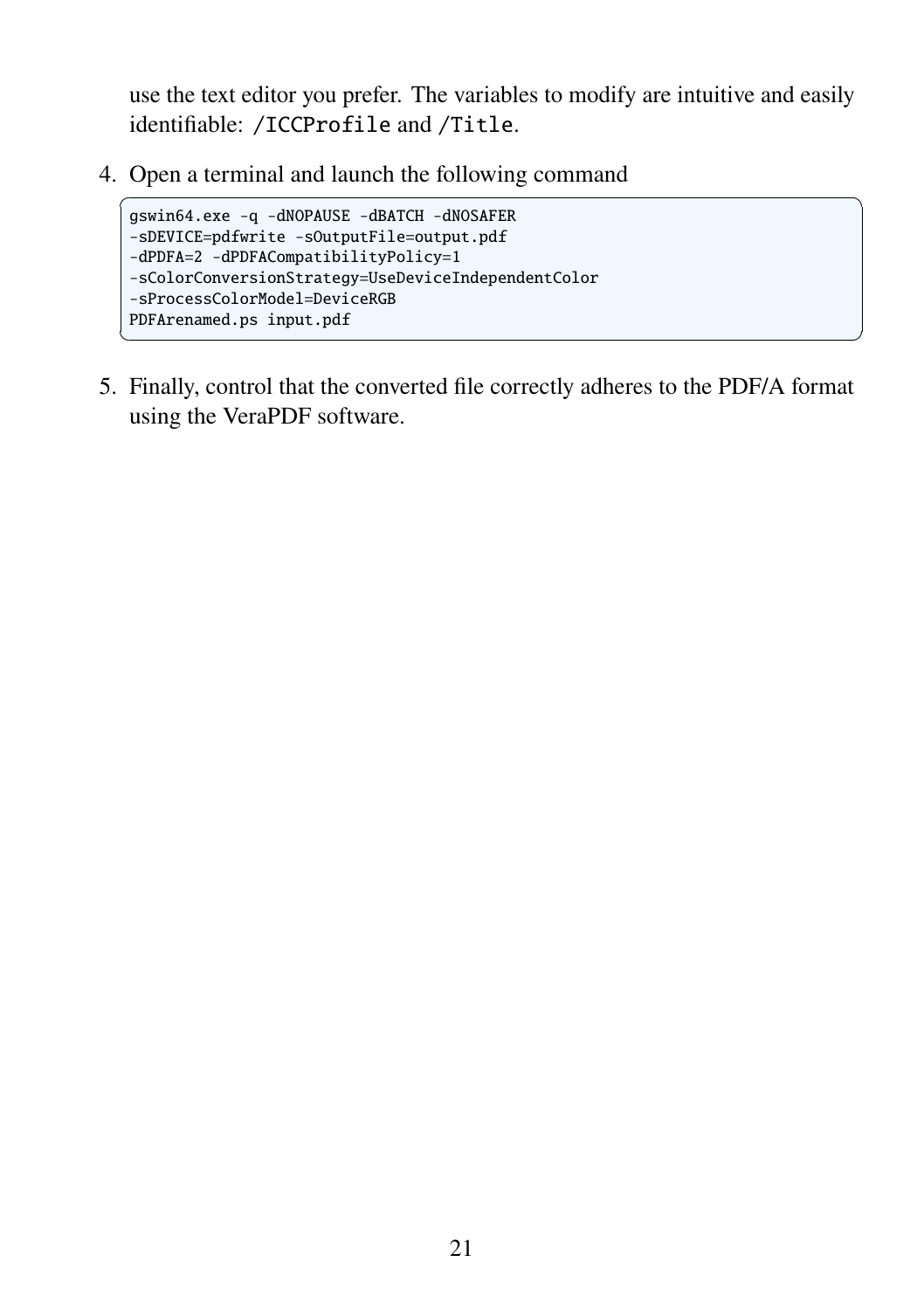use the text editor you prefer. The variables to modify are intuitive and easily identifiable: `/ICCProfile` and `/Title`.

4. Open a terminal and launch the following command

```
gswin64.exe -q -dNOPAUSE -dBATCH -dNOSAFER
-sDEVICE=pdfwrite -sOutputFile=output.pdf
-dPDFA=2 -dPDFACompatibilityPolicy=1
-sColorConversionStrategy=UseDeviceIndependentColor
-sProcessColorModel=DeviceRGB
PDFArenamed.ps input.pdf
```

5. Finally, control that the converted file correctly adheres to the PDF/A format using the VeraPDF software.